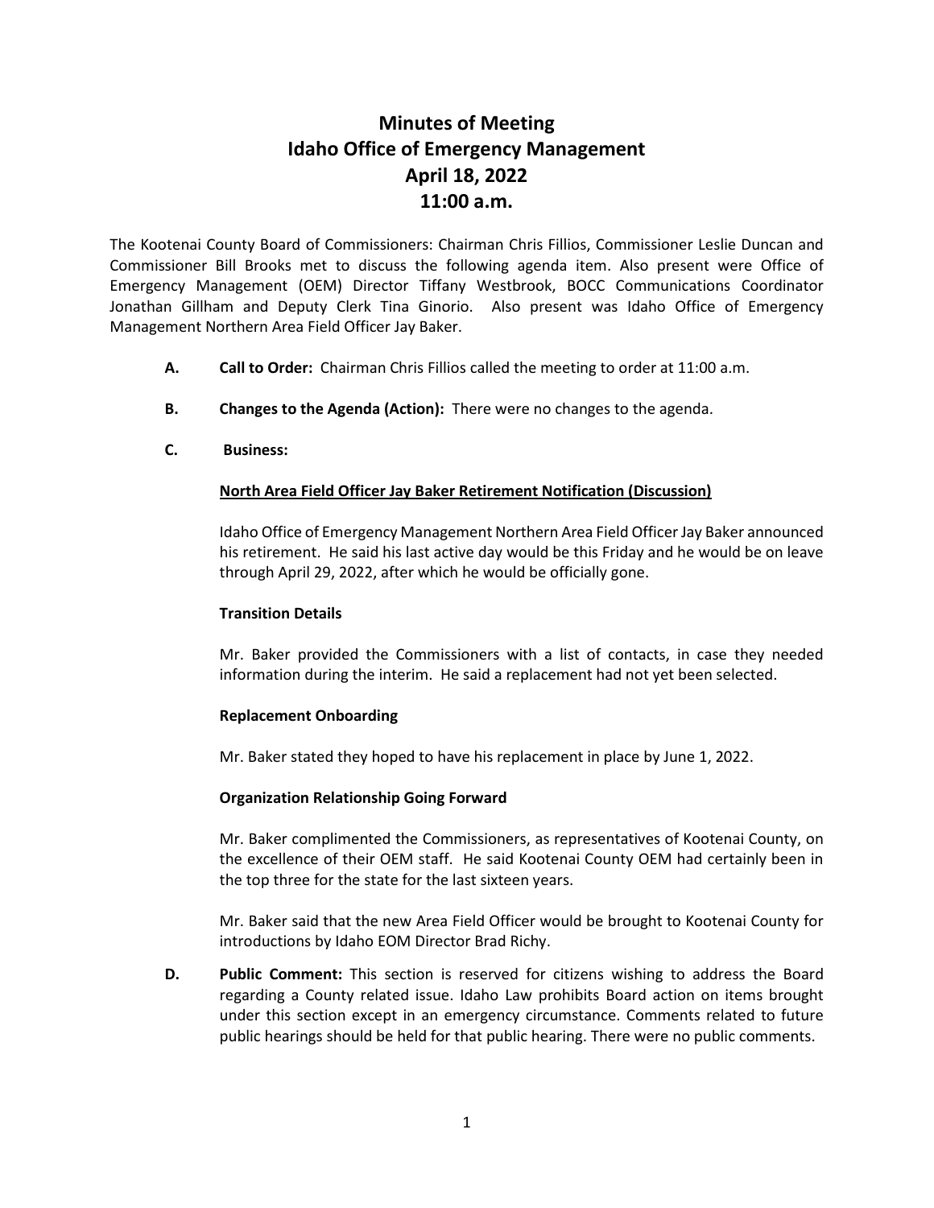# Minutes of Meeting
# Idaho Office of Emergency Management
# April 18, 2022
# 11:00 a.m.

The Kootenai County Board of Commissioners: Chairman Chris Fillios, Commissioner Leslie Duncan and Commissioner Bill Brooks met to discuss the following agenda item. Also present were Office of Emergency Management (OEM) Director Tiffany Westbrook, BOCC Communications Coordinator Jonathan Gillham and Deputy Clerk Tina Ginorio. Also present was Idaho Office of Emergency Management Northern Area Field Officer Jay Baker.

**A. Call to Order:** Chairman Chris Fillios called the meeting to order at 11:00 a.m.

**B. Changes to the Agenda (Action):** There were no changes to the agenda.

**C. Business:**

**<u>North Area Field Officer Jay Baker Retirement Notification (Discussion)</u>**

Idaho Office of Emergency Management Northern Area Field Officer Jay Baker announced his retirement. He said his last active day would be this Friday and he would be on leave through April 29, 2022, after which he would be officially gone.

**Transition Details**

Mr. Baker provided the Commissioners with a list of contacts, in case they needed information during the interim. He said a replacement had not yet been selected.

**Replacement Onboarding**

Mr. Baker stated they hoped to have his replacement in place by June 1, 2022.

**Organization Relationship Going Forward**

Mr. Baker complimented the Commissioners, as representatives of Kootenai County, on the excellence of their OEM staff. He said Kootenai County OEM had certainly been in the top three for the state for the last sixteen years.

Mr. Baker said that the new Area Field Officer would be brought to Kootenai County for introductions by Idaho EOM Director Brad Richy.

**D. Public Comment:** This section is reserved for citizens wishing to address the Board regarding a County related issue. Idaho Law prohibits Board action on items brought under this section except in an emergency circumstance. Comments related to future public hearings should be held for that public hearing. There were no public comments.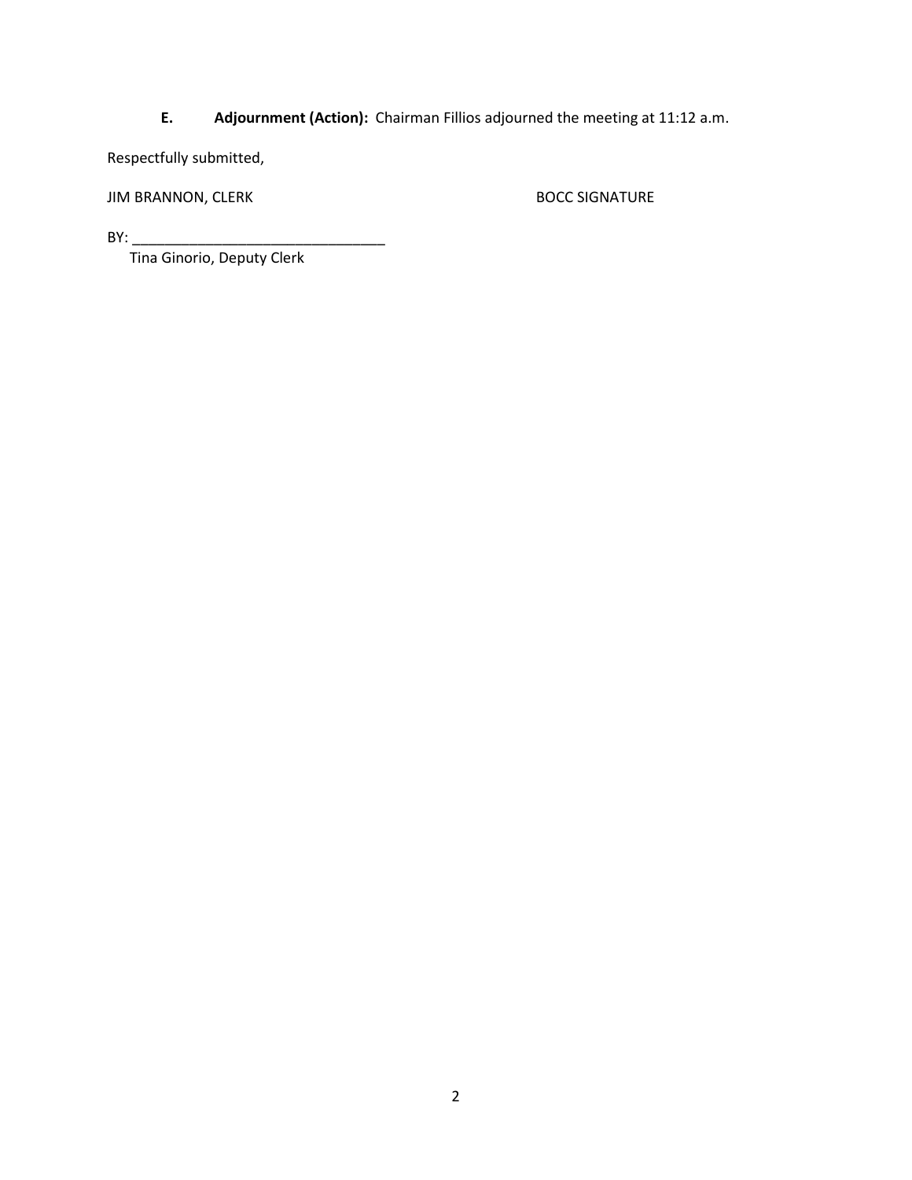**E. Adjournment (Action):** Chairman Fillios adjourned the meeting at 11:12 a.m.

Respectfully submitted,

JIM BRANNON, CLERK BOCC SIGNATURE

BY: ________________________________
Tina Ginorio, Deputy Clerk